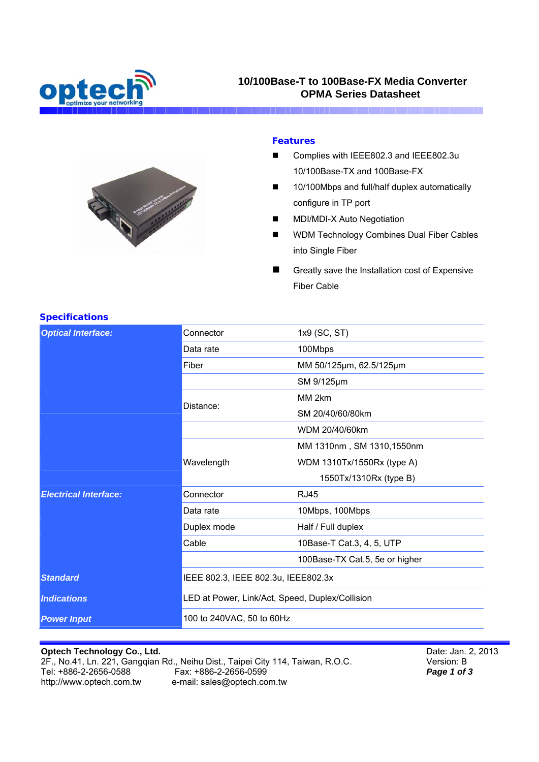# 10/100Base-T to 100Base-FX Media Converter
# OPMA Series Datasheet

## Features

- Complies with IEEE802.3 and IEEE802.3u 10/100Base-TX and 100Base-FX
- 10/100Mbps and full/half duplex automatically configure in TP port
- MDI/MDI-X Auto Negotiation
- WDM Technology Combines Dual Fiber Cables into Single Fiber
- Greatly save the Installation cost of Expensive Fiber Cable

## Specifications

| | | |
|---|---|---|
| ***Optical Interface:*** | Connector | 1x9 (SC, ST) |
| | Data rate | 100Mbps |
| | Fiber | MM 50/125μm, 62.5/125μm |
| | | SM 9/125μm |
| | Distance: | MM 2km |
| | | SM 20/40/60/80km |
| | | WDM 20/40/60km |
| | Wavelength | MM 1310nm , SM 1310,1550nm |
| | | WDM 1310Tx/1550Rx (type A) |
| | | 1550Tx/1310Rx (type B) |
| ***Electrical Interface:*** | Connector | RJ45 |
| | Data rate | 10Mbps, 100Mbps |
| | Duplex mode | Half / Full duplex |
| | Cable | 10Base-T Cat.3, 4, 5, UTP |
| | | 100Base-TX Cat.5, 5e or higher |
| ***Standard*** | IEEE 802.3, IEEE 802.3u, IEEE802.3x | |
| ***Indications*** | LED at Power, Link/Act, Speed, Duplex/Collision | |
| ***Power Input*** | 100 to 240VAC, 50 to 60Hz | |

**Optech Technology Co., Ltd.**
2F., No.41, Ln. 221, Gangqian Rd., Neihu Dist., Taipei City 114, Taiwan, R.O.C.
Tel: +886-2-2656-0588 Fax: +886-2-2656-0599
http://www.optech.com.tw e-mail: sales@optech.com.tw

Date: Jan. 2, 2013
Version: B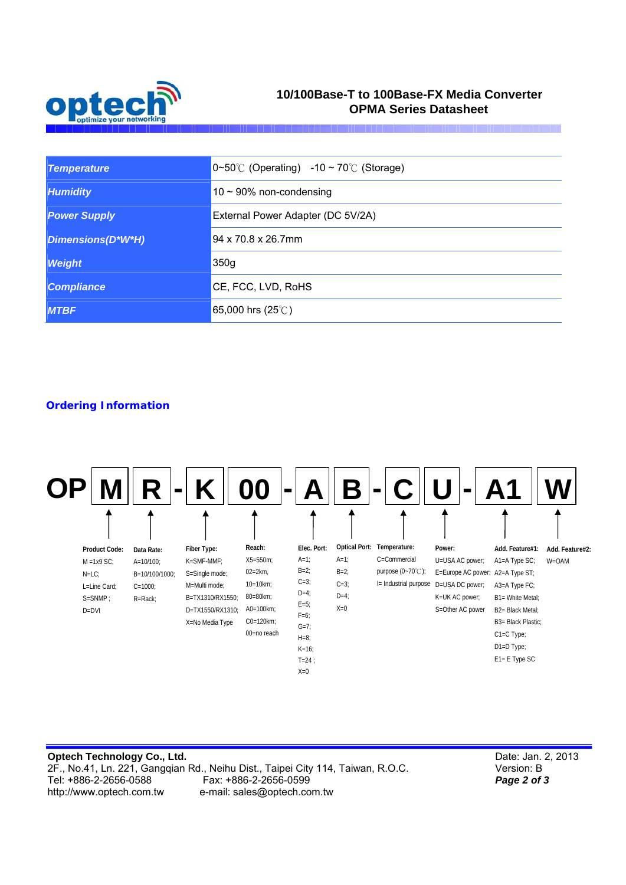| Temperature | 0~50℃ (Operating)   -10 ~ 70℃ (Storage) |
|---|---|
| Humidity | 10 ~ 90% non-condensing |
| Power Supply | External Power Adapter (DC 5V/2A) |
| Dimensions(D*W*H) | 94 x 70.8 x 26.7mm |
| Weight | 350g |
| Compliance | CE, FCC, LVD, RoHS |
| MTBF | 65,000 hrs (25℃) |

## Ordering Information

**OP M R - K 00 - A B - C U - A1 W**

| Code | Field | Options |
|---|---|---|
| M | Product Code | M =1x9 SC; N=LC; L=Line Card; S=SNMP ; D=DVI |
| R | Data Rate | A=10/100; B=10/100/1000; C=1000; R=Rack; |
| K | Fiber Type | K=SMF-MMF; S=Single mode; M=Multi mode; B=TX1310/RX1550; D=TX1550/RX1310; X=No Media Type |
| 00 | Reach | X5=550m; 02=2km, 10=10km; 80=80km; A0=100km; C0=120km; 00=no reach |
| A | Elec. Port | A=1; B=2; C=3; D=4; E=5; F=6; G=7; H=8; K=16; T=24 ; X=0 |
| B | Optical Port | A=1; B=2; C=3; D=4; X=0 |
| C | Temperature | C=Commercial purpose (0~70℃); I= Industrial purpose |
| U | Power | U=USA AC power; E=Europe AC power; D=USA DC power; K=UK AC power; S=Other AC power |
| A1 | Add. Feature#1 | A1=A Type SC; A2=A Type ST; A3=A Type FC; B1= White Metal; B2= Black Metal; B3= Black Plastic; C1=C Type; D1=D Type; E1= E Type SC |
| W | Add. Feature#2 | W=OAM |

**Optech Technology Co., Ltd.**
2F., No.41, Ln. 221, Gangqian Rd., Neihu Dist., Taipei City 114, Taiwan, R.O.C.
Tel: +886-2-2656-0588    Fax: +886-2-2656-0599
http://www.optech.com.tw    e-mail: sales@optech.com.tw

Date: Jan. 2, 2013
Version: B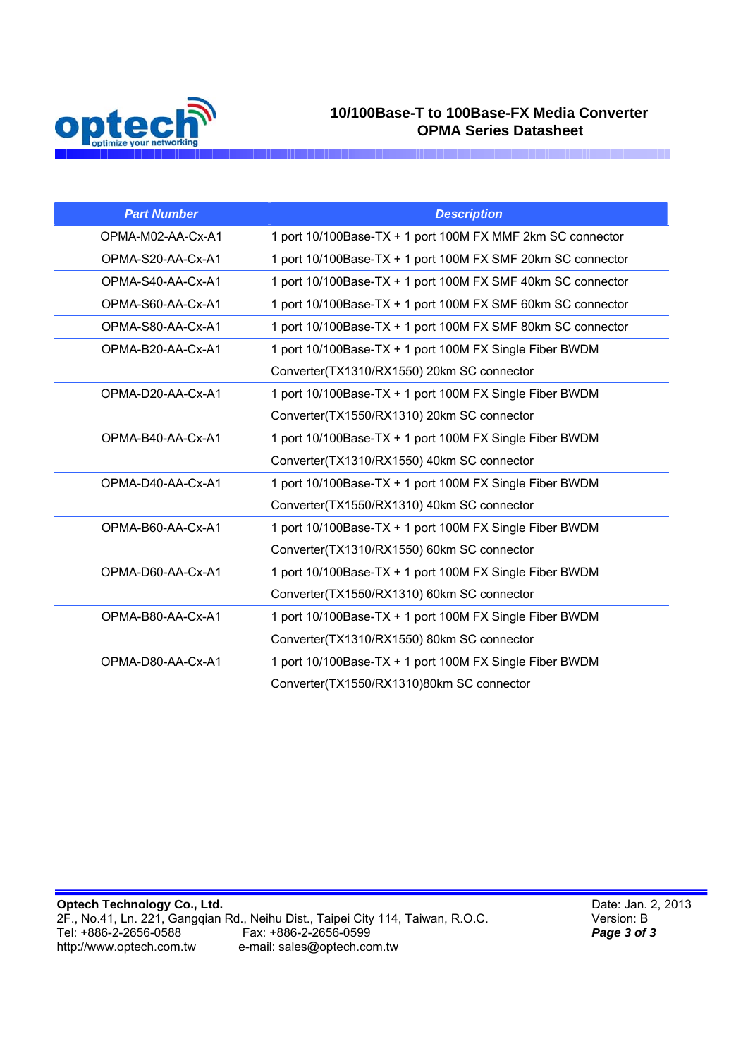| Part Number | Description |
|---|---|
| OPMA-M02-AA-Cx-A1 | 1 port 10/100Base-TX + 1 port 100M FX MMF 2km SC connector |
| OPMA-S20-AA-Cx-A1 | 1 port 10/100Base-TX + 1 port 100M FX SMF 20km SC connector |
| OPMA-S40-AA-Cx-A1 | 1 port 10/100Base-TX + 1 port 100M FX SMF 40km SC connector |
| OPMA-S60-AA-Cx-A1 | 1 port 10/100Base-TX + 1 port 100M FX SMF 60km SC connector |
| OPMA-S80-AA-Cx-A1 | 1 port 10/100Base-TX + 1 port 100M FX SMF 80km SC connector |
| OPMA-B20-AA-Cx-A1 | 1 port 10/100Base-TX + 1 port 100M FX Single Fiber BWDM Converter(TX1310/RX1550) 20km SC connector |
| OPMA-D20-AA-Cx-A1 | 1 port 10/100Base-TX + 1 port 100M FX Single Fiber BWDM Converter(TX1550/RX1310) 20km SC connector |
| OPMA-B40-AA-Cx-A1 | 1 port 10/100Base-TX + 1 port 100M FX Single Fiber BWDM Converter(TX1310/RX1550) 40km SC connector |
| OPMA-D40-AA-Cx-A1 | 1 port 10/100Base-TX + 1 port 100M FX Single Fiber BWDM Converter(TX1550/RX1310) 40km SC connector |
| OPMA-B60-AA-Cx-A1 | 1 port 10/100Base-TX + 1 port 100M FX Single Fiber BWDM Converter(TX1310/RX1550) 60km SC connector |
| OPMA-D60-AA-Cx-A1 | 1 port 10/100Base-TX + 1 port 100M FX Single Fiber BWDM Converter(TX1550/RX1310) 60km SC connector |
| OPMA-B80-AA-Cx-A1 | 1 port 10/100Base-TX + 1 port 100M FX Single Fiber BWDM Converter(TX1310/RX1550) 80km SC connector |
| OPMA-D80-AA-Cx-A1 | 1 port 10/100Base-TX + 1 port 100M FX Single Fiber BWDM Converter(TX1550/RX1310)80km SC connector |